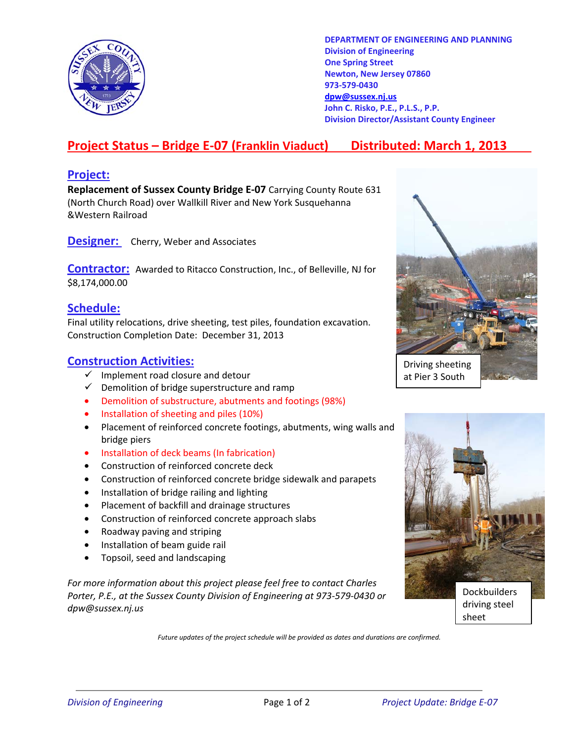**DEPARTMENT OF ENGINEERING AND PLANNING**
**Division of Engineering**
**One Spring Street**
**Newton, New Jersey 07860**
**973-579-0430**
**dpw@sussex.nj.us**
**John C. Risko, P.E., P.L.S., P.P.**
**Division Director/Assistant County Engineer**

# Project Status – Bridge E-07 (Franklin Viaduct) Distributed: March 1, 2013

## Project:

**Replacement of Sussex County Bridge E-07** Carrying County Route 631 (North Church Road) over Wallkill River and New York Susquehanna &Western Railroad

## Designer:

Cherry, Weber and Associates

## Contractor:

Awarded to Ritacco Construction, Inc., of Belleville, NJ for $8,174,000.00

## Schedule:

Final utility relocations, drive sheeting, test piles, foundation excavation.
Construction Completion Date: December 31, 2013

## Construction Activities:

- ✓ Implement road closure and detour
- ✓ Demolition of bridge superstructure and ramp
- Demolition of substructure, abutments and footings (98%)
- Installation of sheeting and piles (10%)
- Placement of reinforced concrete footings, abutments, wing walls and bridge piers
- Installation of deck beams (In fabrication)
- Construction of reinforced concrete deck
- Construction of reinforced concrete bridge sidewalk and parapets
- Installation of bridge railing and lighting
- Placement of backfill and drainage structures
- Construction of reinforced concrete approach slabs
- Roadway paving and striping
- Installation of beam guide rail
- Topsoil, seed and landscaping

Driving sheeting at Pier 3 South

Dockbuilders driving steel sheet

*For more information about this project please feel free to contact Charles Porter, P.E., at the Sussex County Division of Engineering at 973-579-0430 or dpw@sussex.nj.us*

*Future updates of the project schedule will be provided as dates and durations are confirmed.*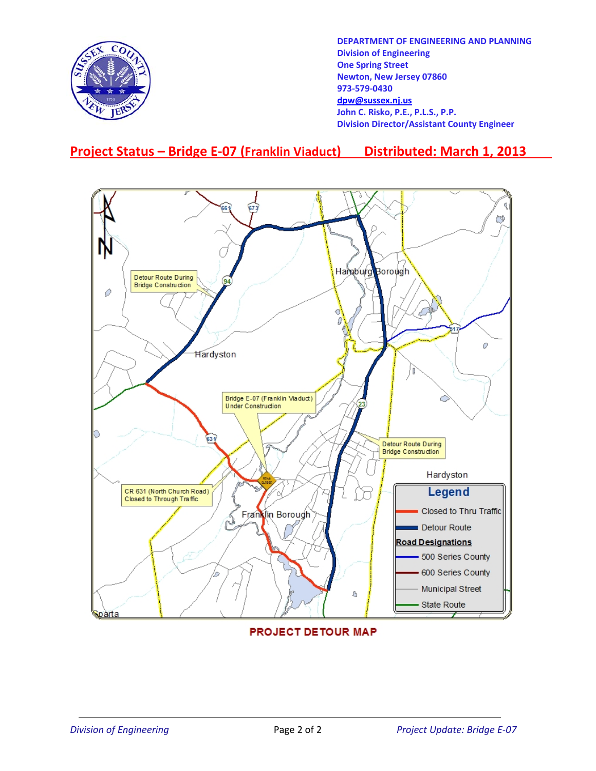DEPARTMENT OF ENGINEERING AND PLANNING
Division of Engineering
One Spring Street
Newton, New Jersey 07860
973-579-0430
dpw@sussex.nj.us
John C. Risko, P.E., P.L.S., P.P.
Division Director/Assistant County Engineer

## Project Status – Bridge E-07 (Franklin Viaduct) Distributed: March 1, 2013

N

661

673

94

Detour Route During Bridge Construction

Hamburg Borough

517

Hardyston

Bridge E-07 (Franklin Viaduct) Under Construction

23

631

Detour Route During Bridge Construction

Hardyston

CR 631 (North Church Road) Closed to Through Traffic

Franklin Borough

Sparta

**Legend**

Closed to Thru Traffic

Detour Route

Road Designations

500 Series County

600 Series County

Municipal Street

State Route

**PROJECT DETOUR MAP**